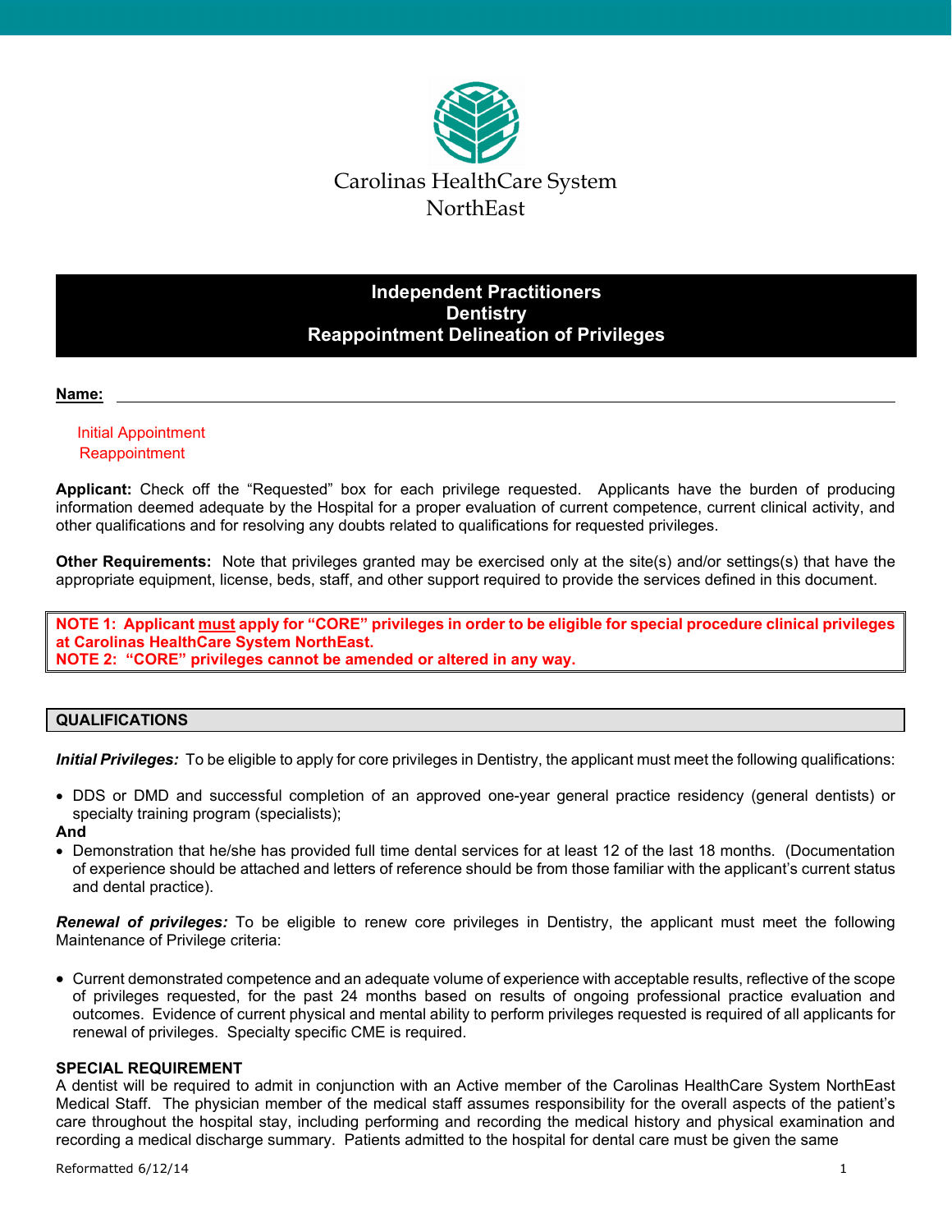Carolinas HealthCare System
NorthEast

# Independent Practitioners
# Dentistry
# Reappointment Delineation of Privileges

**Name:** ______________________________________________

Initial Appointment
Reappointment

**Applicant:** Check off the "Requested" box for each privilege requested. Applicants have the burden of producing information deemed adequate by the Hospital for a proper evaluation of current competence, current clinical activity, and other qualifications and for resolving any doubts related to qualifications for requested privileges.

**Other Requirements:** Note that privileges granted may be exercised only at the site(s) and/or settings(s) that have the appropriate equipment, license, beds, staff, and other support required to provide the services defined in this document.

**NOTE 1: Applicant must apply for "CORE" privileges in order to be eligible for special procedure clinical privileges at Carolinas HealthCare System NorthEast.**
**NOTE 2: "CORE" privileges cannot be amended or altered in any way.**

## QUALIFICATIONS

***Initial Privileges:*** To be eligible to apply for core privileges in Dentistry, the applicant must meet the following qualifications:

- DDS or DMD and successful completion of an approved one-year general practice residency (general dentists) or specialty training program (specialists);

**And**

- Demonstration that he/she has provided full time dental services for at least 12 of the last 18 months. (Documentation of experience should be attached and letters of reference should be from those familiar with the applicant's current status and dental practice).

***Renewal of privileges:*** To be eligible to renew core privileges in Dentistry, the applicant must meet the following Maintenance of Privilege criteria:

- Current demonstrated competence and an adequate volume of experience with acceptable results, reflective of the scope of privileges requested, for the past 24 months based on results of ongoing professional practice evaluation and outcomes. Evidence of current physical and mental ability to perform privileges requested is required of all applicants for renewal of privileges. Specialty specific CME is required.

**SPECIAL REQUIREMENT**

A dentist will be required to admit in conjunction with an Active member of the Carolinas HealthCare System NorthEast Medical Staff. The physician member of the medical staff assumes responsibility for the overall aspects of the patient's care throughout the hospital stay, including performing and recording the medical history and physical examination and recording a medical discharge summary. Patients admitted to the hospital for dental care must be given the same

Reformatted 6/12/14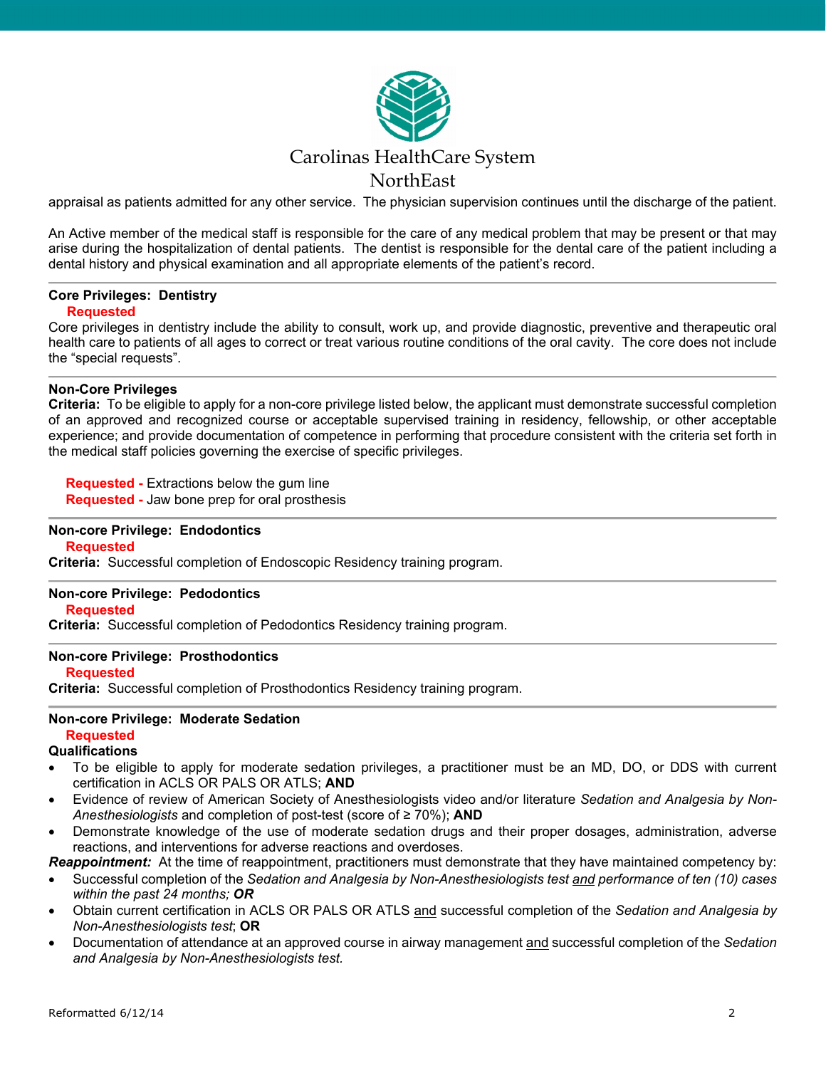appraisal as patients admitted for any other service. The physician supervision continues until the discharge of the patient.

An Active member of the medical staff is responsible for the care of any medical problem that may be present or that may arise during the hospitalization of dental patients. The dentist is responsible for the dental care of the patient including a dental history and physical examination and all appropriate elements of the patient's record.

---

**Core Privileges: Dentistry**

**Requested**

Core privileges in dentistry include the ability to consult, work up, and provide diagnostic, preventive and therapeutic oral health care to patients of all ages to correct or treat various routine conditions of the oral cavity. The core does not include the "special requests".

---

**Non-Core Privileges**

**Criteria:** To be eligible to apply for a non-core privilege listed below, the applicant must demonstrate successful completion of an approved and recognized course or acceptable supervised training in residency, fellowship, or other acceptable experience; and provide documentation of competence in performing that procedure consistent with the criteria set forth in the medical staff policies governing the exercise of specific privileges.

**Requested -** Extractions below the gum line
**Requested -** Jaw bone prep for oral prosthesis

---

**Non-core Privilege: Endodontics**

**Requested**

**Criteria:** Successful completion of Endoscopic Residency training program.

---

**Non-core Privilege: Pedodontics**

**Requested**

**Criteria:** Successful completion of Pedodontics Residency training program.

---

**Non-core Privilege: Prosthodontics**

**Requested**

**Criteria:** Successful completion of Prosthodontics Residency training program.

---

**Non-core Privilege: Moderate Sedation**

**Requested**

**Qualifications**

- To be eligible to apply for moderate sedation privileges, a practitioner must be an MD, DO, or DDS with current certification in ACLS OR PALS OR ATLS; **AND**
- Evidence of review of American Society of Anesthesiologists video and/or literature *Sedation and Analgesia by Non-Anesthesiologists* and completion of post-test (score of ≥ 70%); **AND**
- Demonstrate knowledge of the use of moderate sedation drugs and their proper dosages, administration, adverse reactions, and interventions for adverse reactions and overdoses.

***Reappointment:*** At the time of reappointment, practitioners must demonstrate that they have maintained competency by:

- Successful completion of the *Sedation and Analgesia by Non-Anesthesiologists test* and *performance of ten (10) cases within the past 24 months;* ***OR***
- Obtain current certification in ACLS OR PALS OR ATLS and successful completion of the *Sedation and Analgesia by Non-Anesthesiologists test*; **OR**
- Documentation of attendance at an approved course in airway management and successful completion of the *Sedation and Analgesia by Non-Anesthesiologists test.*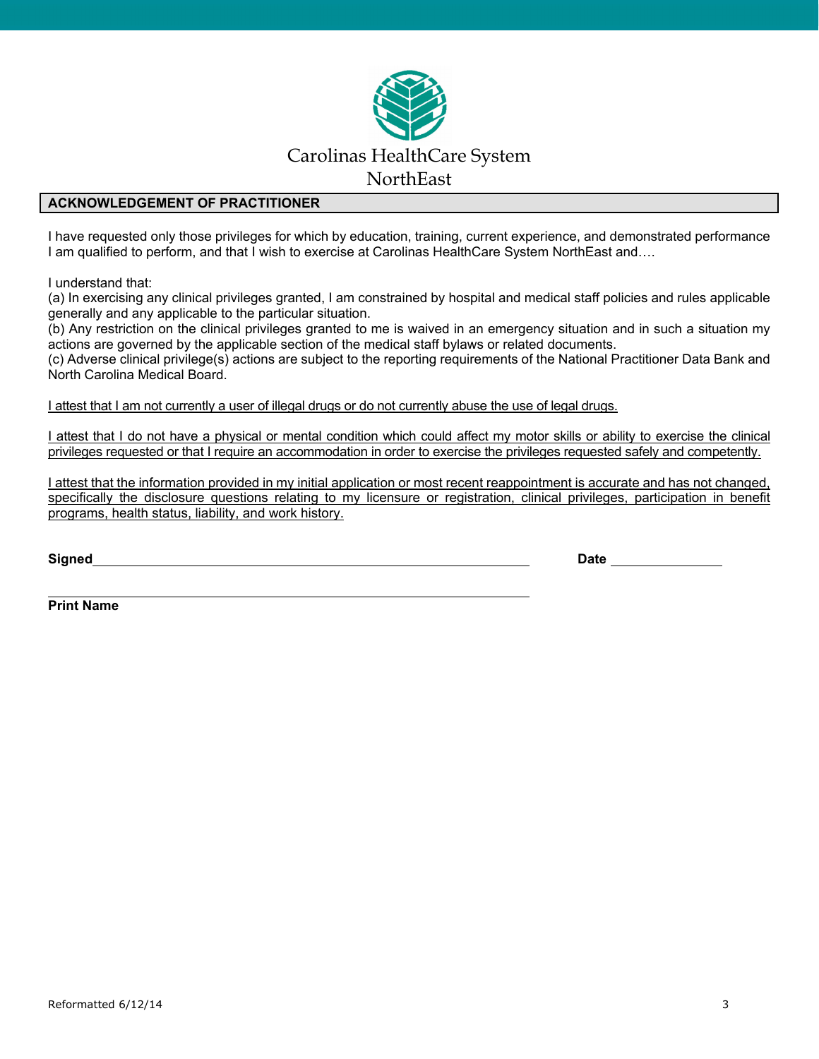Carolinas HealthCare System
NorthEast

## ACKNOWLEDGEMENT OF PRACTITIONER

I have requested only those privileges for which by education, training, current experience, and demonstrated performance I am qualified to perform, and that I wish to exercise at Carolinas HealthCare System NorthEast and….

I understand that:
(a) In exercising any clinical privileges granted, I am constrained by hospital and medical staff policies and rules applicable generally and any applicable to the particular situation.
(b) Any restriction on the clinical privileges granted to me is waived in an emergency situation and in such a situation my actions are governed by the applicable section of the medical staff bylaws or related documents.
(c) Adverse clinical privilege(s) actions are subject to the reporting requirements of the National Practitioner Data Bank and North Carolina Medical Board.

<u>I attest that I am not currently a user of illegal drugs or do not currently abuse the use of legal drugs.</u>

<u>I attest that I do not have a physical or mental condition which could affect my motor skills or ability to exercise the clinical privileges requested or that I require an accommodation in order to exercise the privileges requested safely and competently.</u>

<u>I attest that the information provided in my initial application or most recent reappointment is accurate and has not changed, specifically the disclosure questions relating to my licensure or registration, clinical privileges, participation in benefit programs, health status, liability, and work history.</u>

**Signed**\_\_\_\_\_\_\_\_\_\_\_\_\_\_\_\_\_\_\_\_\_\_\_\_\_\_\_\_\_\_\_\_\_\_\_\_\_\_\_\_\_\_\_\_\_\_\_\_ **Date** \_\_\_\_\_\_\_\_\_\_\_\_\_\_\_

\_\_\_\_\_\_\_\_\_\_\_\_\_\_\_\_\_\_\_\_\_\_\_\_\_\_\_\_\_\_\_\_\_\_\_\_\_\_\_\_\_\_\_\_\_\_\_\_\_\_\_\_\_\_\_
**Print Name**

Reformatted 6/12/14